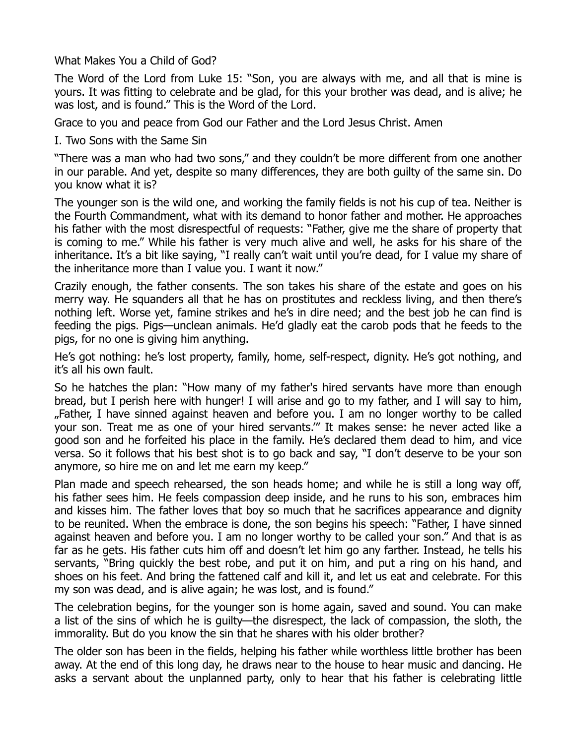# What Makes You a Child of God?

The Word of the Lord from Luke 15: "Son, you are always with me, and all that is mine is yours. It was fitting to celebrate and be glad, for this your brother was dead, and is alive; he was lost, and is found." This is the Word of the Lord.

Grace to you and peace from God our Father and the Lord Jesus Christ. Amen

## I. Two Sons with the Same Sin

"There was a man who had two sons," and they couldn't be more different from one another in our parable. And yet, despite so many differences, they are both guilty of the same sin. Do you know what it is?

The younger son is the wild one, and working the family fields is not his cup of tea. Neither is the Fourth Commandment, what with its demand to honor father and mother. He approaches his father with the most disrespectful of requests: "Father, give me the share of property that is coming to me." While his father is very much alive and well, he asks for his share of the inheritance. It's a bit like saying, "I really can't wait until you're dead, for I value my share of the inheritance more than I value you. I want it now."

Crazily enough, the father consents. The son takes his share of the estate and goes on his merry way. He squanders all that he has on prostitutes and reckless living, and then there's nothing left. Worse yet, famine strikes and he's in dire need; and the best job he can find is feeding the pigs. Pigs—unclean animals. He'd gladly eat the carob pods that he feeds to the pigs, for no one is giving him anything.

He's got nothing: he's lost property, family, home, self-respect, dignity. He's got nothing, and it's all his own fault.

So he hatches the plan: "How many of my father's hired servants have more than enough bread, but I perish here with hunger! I will arise and go to my father, and I will say to him, „Father, I have sinned against heaven and before you. I am no longer worthy to be called your son. Treat me as one of your hired servants.'" It makes sense: he never acted like a good son and he forfeited his place in the family. He's declared them dead to him, and vice versa. So it follows that his best shot is to go back and say, "I don't deserve to be your son anymore, so hire me on and let me earn my keep."

Plan made and speech rehearsed, the son heads home; and while he is still a long way off, his father sees him. He feels compassion deep inside, and he runs to his son, embraces him and kisses him. The father loves that boy so much that he sacrifices appearance and dignity to be reunited. When the embrace is done, the son begins his speech: "Father, I have sinned against heaven and before you. I am no longer worthy to be called your son." And that is as far as he gets. His father cuts him off and doesn't let him go any farther. Instead, he tells his servants, "Bring quickly the best robe, and put it on him, and put a ring on his hand, and shoes on his feet. And bring the fattened calf and kill it, and let us eat and celebrate. For this my son was dead, and is alive again; he was lost, and is found."

The celebration begins, for the younger son is home again, saved and sound. You can make a list of the sins of which he is guilty—the disrespect, the lack of compassion, the sloth, the immorality. But do you know the sin that he shares with his older brother?

The older son has been in the fields, helping his father while worthless little brother has been away. At the end of this long day, he draws near to the house to hear music and dancing. He asks a servant about the unplanned party, only to hear that his father is celebrating little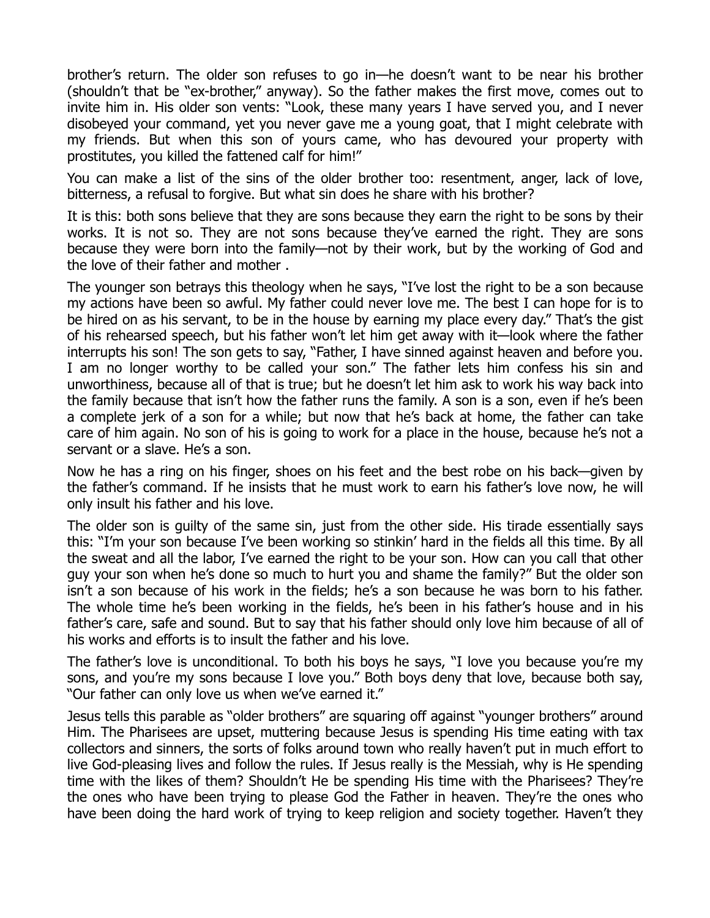brother's return. The older son refuses to go in—he doesn't want to be near his brother (shouldn't that be "ex-brother," anyway). So the father makes the first move, comes out to invite him in. His older son vents: "Look, these many years I have served you, and I never disobeyed your command, yet you never gave me a young goat, that I might celebrate with my friends. But when this son of yours came, who has devoured your property with prostitutes, you killed the fattened calf for him!"

You can make a list of the sins of the older brother too: resentment, anger, lack of love, bitterness, a refusal to forgive. But what sin does he share with his brother?

It is this: both sons believe that they are sons because they earn the right to be sons by their works. It is not so. They are not sons because they've earned the right. They are sons because they were born into the family—not by their work, but by the working of God and the love of their father and mother .

The younger son betrays this theology when he says, "I've lost the right to be a son because my actions have been so awful. My father could never love me. The best I can hope for is to be hired on as his servant, to be in the house by earning my place every day." That's the gist of his rehearsed speech, but his father won't let him get away with it—look where the father interrupts his son! The son gets to say, "Father, I have sinned against heaven and before you. I am no longer worthy to be called your son." The father lets him confess his sin and unworthiness, because all of that is true; but he doesn't let him ask to work his way back into the family because that isn't how the father runs the family. A son is a son, even if he's been a complete jerk of a son for a while; but now that he's back at home, the father can take care of him again. No son of his is going to work for a place in the house, because he's not a servant or a slave. He's a son.

Now he has a ring on his finger, shoes on his feet and the best robe on his back—given by the father's command. If he insists that he must work to earn his father's love now, he will only insult his father and his love.

The older son is guilty of the same sin, just from the other side. His tirade essentially says this: "I'm your son because I've been working so stinkin' hard in the fields all this time. By all the sweat and all the labor, I've earned the right to be your son. How can you call that other guy your son when he's done so much to hurt you and shame the family?" But the older son isn't a son because of his work in the fields; he's a son because he was born to his father. The whole time he's been working in the fields, he's been in his father's house and in his father's care, safe and sound. But to say that his father should only love him because of all of his works and efforts is to insult the father and his love.

The father's love is unconditional. To both his boys he says, "I love you because you're my sons, and you're my sons because I love you." Both boys deny that love, because both say, "Our father can only love us when we've earned it."

Jesus tells this parable as "older brothers" are squaring off against "younger brothers" around Him. The Pharisees are upset, muttering because Jesus is spending His time eating with tax collectors and sinners, the sorts of folks around town who really haven't put in much effort to live God-pleasing lives and follow the rules. If Jesus really is the Messiah, why is He spending time with the likes of them? Shouldn't He be spending His time with the Pharisees? They're the ones who have been trying to please God the Father in heaven. They're the ones who have been doing the hard work of trying to keep religion and society together. Haven't they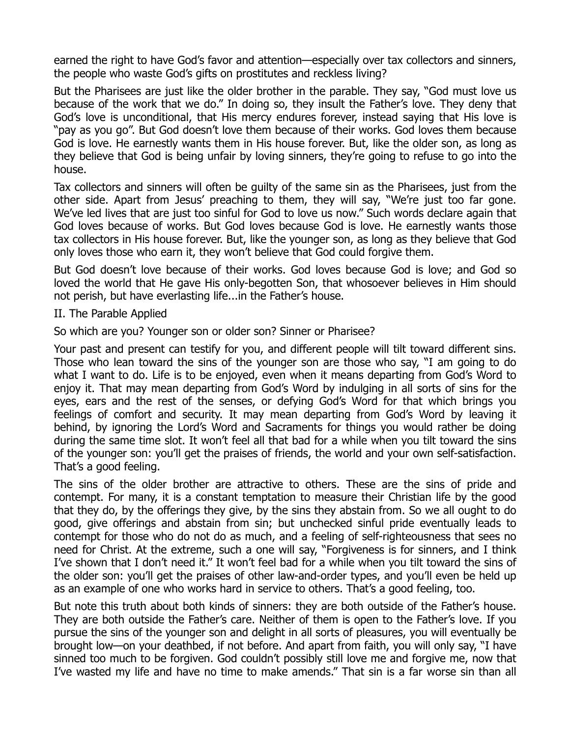earned the right to have God's favor and attention—especially over tax collectors and sinners, the people who waste God's gifts on prostitutes and reckless living?

But the Pharisees are just like the older brother in the parable. They say, "God must love us because of the work that we do." In doing so, they insult the Father's love. They deny that God's love is unconditional, that His mercy endures forever, instead saying that His love is "pay as you go". But God doesn't love them because of their works. God loves them because God is love. He earnestly wants them in His house forever. But, like the older son, as long as they believe that God is being unfair by loving sinners, they're going to refuse to go into the house.

Tax collectors and sinners will often be guilty of the same sin as the Pharisees, just from the other side. Apart from Jesus' preaching to them, they will say, "We're just too far gone. We've led lives that are just too sinful for God to love us now." Such words declare again that God loves because of works. But God loves because God is love. He earnestly wants those tax collectors in His house forever. But, like the younger son, as long as they believe that God only loves those who earn it, they won't believe that God could forgive them.

But God doesn't love because of their works. God loves because God is love; and God so loved the world that He gave His only-begotten Son, that whosoever believes in Him should not perish, but have everlasting life...in the Father's house.

## II. The Parable Applied

So which are you? Younger son or older son? Sinner or Pharisee?

Your past and present can testify for you, and different people will tilt toward different sins. Those who lean toward the sins of the younger son are those who say, "I am going to do what I want to do. Life is to be enjoyed, even when it means departing from God's Word to enjoy it. That may mean departing from God's Word by indulging in all sorts of sins for the eyes, ears and the rest of the senses, or defying God's Word for that which brings you feelings of comfort and security. It may mean departing from God's Word by leaving it behind, by ignoring the Lord's Word and Sacraments for things you would rather be doing during the same time slot. It won't feel all that bad for a while when you tilt toward the sins of the younger son: you'll get the praises of friends, the world and your own self-satisfaction. That's a good feeling.

The sins of the older brother are attractive to others. These are the sins of pride and contempt. For many, it is a constant temptation to measure their Christian life by the good that they do, by the offerings they give, by the sins they abstain from. So we all ought to do good, give offerings and abstain from sin; but unchecked sinful pride eventually leads to contempt for those who do not do as much, and a feeling of self-righteousness that sees no need for Christ. At the extreme, such a one will say, "Forgiveness is for sinners, and I think I've shown that I don't need it." It won't feel bad for a while when you tilt toward the sins of the older son: you'll get the praises of other law-and-order types, and you'll even be held up as an example of one who works hard in service to others. That's a good feeling, too.

But note this truth about both kinds of sinners: they are both outside of the Father's house. They are both outside the Father's care. Neither of them is open to the Father's love. If you pursue the sins of the younger son and delight in all sorts of pleasures, you will eventually be brought low—on your deathbed, if not before. And apart from faith, you will only say, "I have sinned too much to be forgiven. God couldn't possibly still love me and forgive me, now that I've wasted my life and have no time to make amends." That sin is a far worse sin than all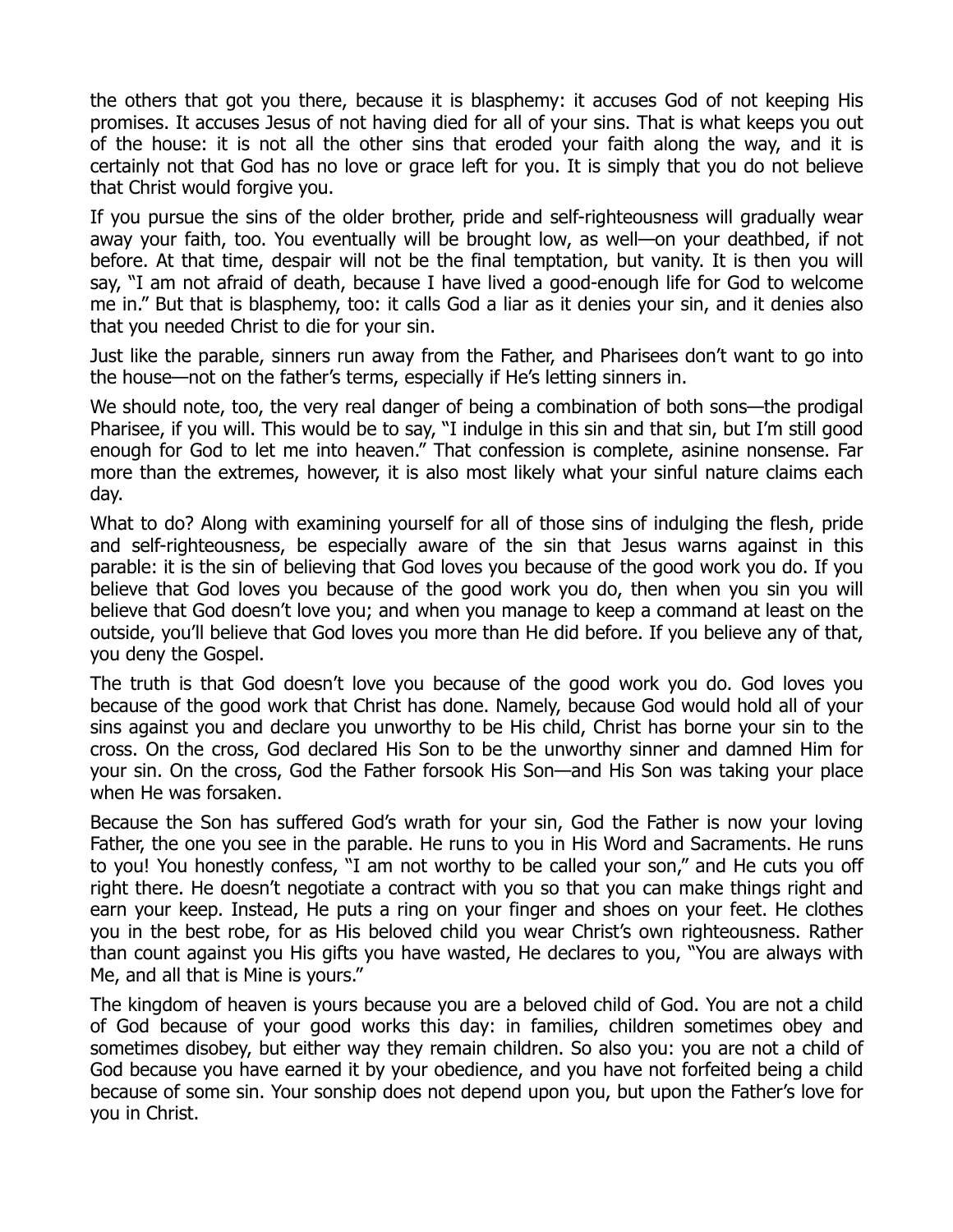the others that got you there, because it is blasphemy: it accuses God of not keeping His promises. It accuses Jesus of not having died for all of your sins. That is what keeps you out of the house: it is not all the other sins that eroded your faith along the way, and it is certainly not that God has no love or grace left for you. It is simply that you do not believe that Christ would forgive you.

If you pursue the sins of the older brother, pride and self-righteousness will gradually wear away your faith, too. You eventually will be brought low, as well—on your deathbed, if not before. At that time, despair will not be the final temptation, but vanity. It is then you will say, "I am not afraid of death, because I have lived a good-enough life for God to welcome me in." But that is blasphemy, too: it calls God a liar as it denies your sin, and it denies also that you needed Christ to die for your sin.

Just like the parable, sinners run away from the Father, and Pharisees don't want to go into the house—not on the father's terms, especially if He's letting sinners in.

We should note, too, the very real danger of being a combination of both sons—the prodigal Pharisee, if you will. This would be to say, "I indulge in this sin and that sin, but I'm still good enough for God to let me into heaven." That confession is complete, asinine nonsense. Far more than the extremes, however, it is also most likely what your sinful nature claims each day.

What to do? Along with examining yourself for all of those sins of indulging the flesh, pride and self-righteousness, be especially aware of the sin that Jesus warns against in this parable: it is the sin of believing that God loves you because of the good work you do. If you believe that God loves you because of the good work you do, then when you sin you will believe that God doesn't love you; and when you manage to keep a command at least on the outside, you'll believe that God loves you more than He did before. If you believe any of that, you deny the Gospel.

The truth is that God doesn't love you because of the good work you do. God loves you because of the good work that Christ has done. Namely, because God would hold all of your sins against you and declare you unworthy to be His child, Christ has borne your sin to the cross. On the cross, God declared His Son to be the unworthy sinner and damned Him for your sin. On the cross, God the Father forsook His Son—and His Son was taking your place when He was forsaken.

Because the Son has suffered God's wrath for your sin, God the Father is now your loving Father, the one you see in the parable. He runs to you in His Word and Sacraments. He runs to you! You honestly confess, "I am not worthy to be called your son," and He cuts you off right there. He doesn't negotiate a contract with you so that you can make things right and earn your keep. Instead, He puts a ring on your finger and shoes on your feet. He clothes you in the best robe, for as His beloved child you wear Christ's own righteousness. Rather than count against you His gifts you have wasted, He declares to you, "You are always with Me, and all that is Mine is yours."

The kingdom of heaven is yours because you are a beloved child of God. You are not a child of God because of your good works this day: in families, children sometimes obey and sometimes disobey, but either way they remain children. So also you: you are not a child of God because you have earned it by your obedience, and you have not forfeited being a child because of some sin. Your sonship does not depend upon you, but upon the Father's love for you in Christ.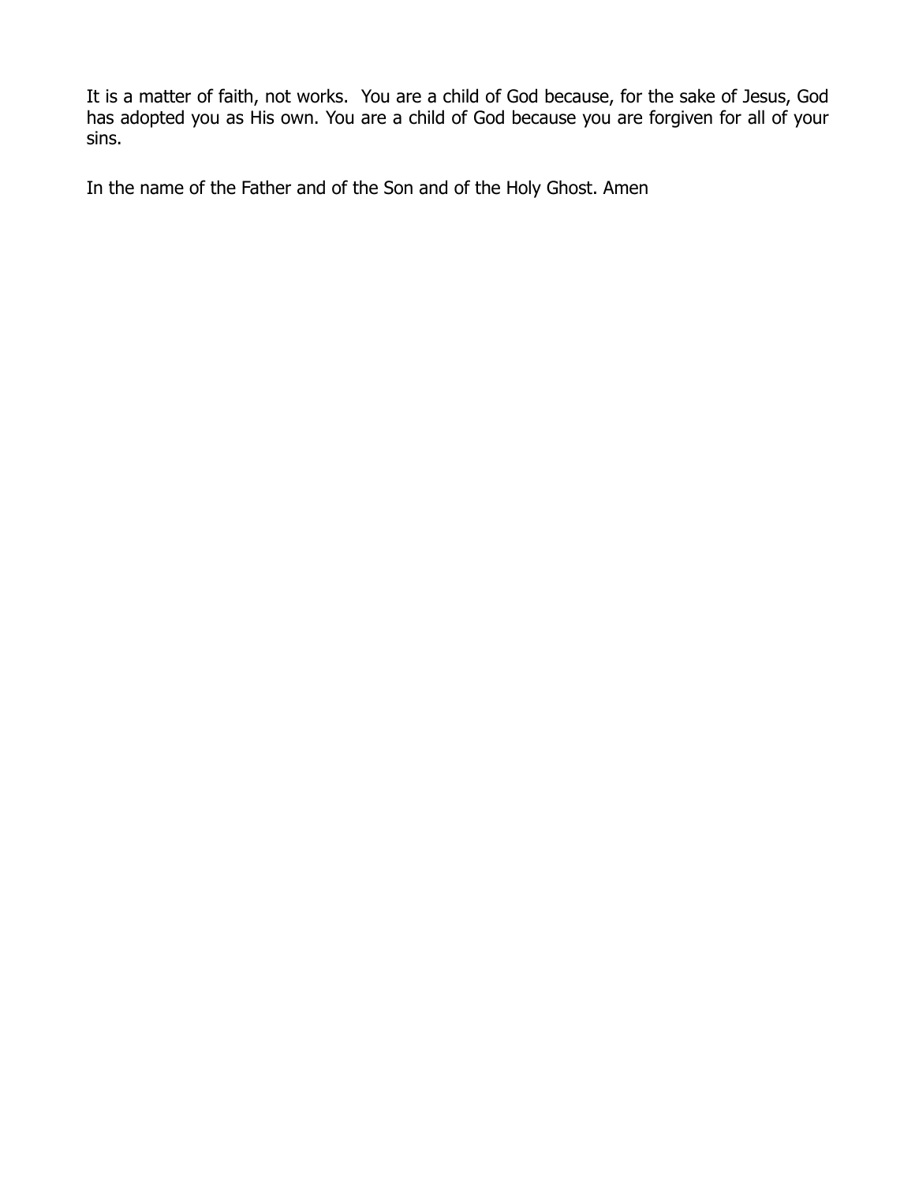It is a matter of faith, not works.  You are a child of God because, for the sake of Jesus, God has adopted you as His own. You are a child of God because you are forgiven for all of your sins.

In the name of the Father and of the Son and of the Holy Ghost. Amen